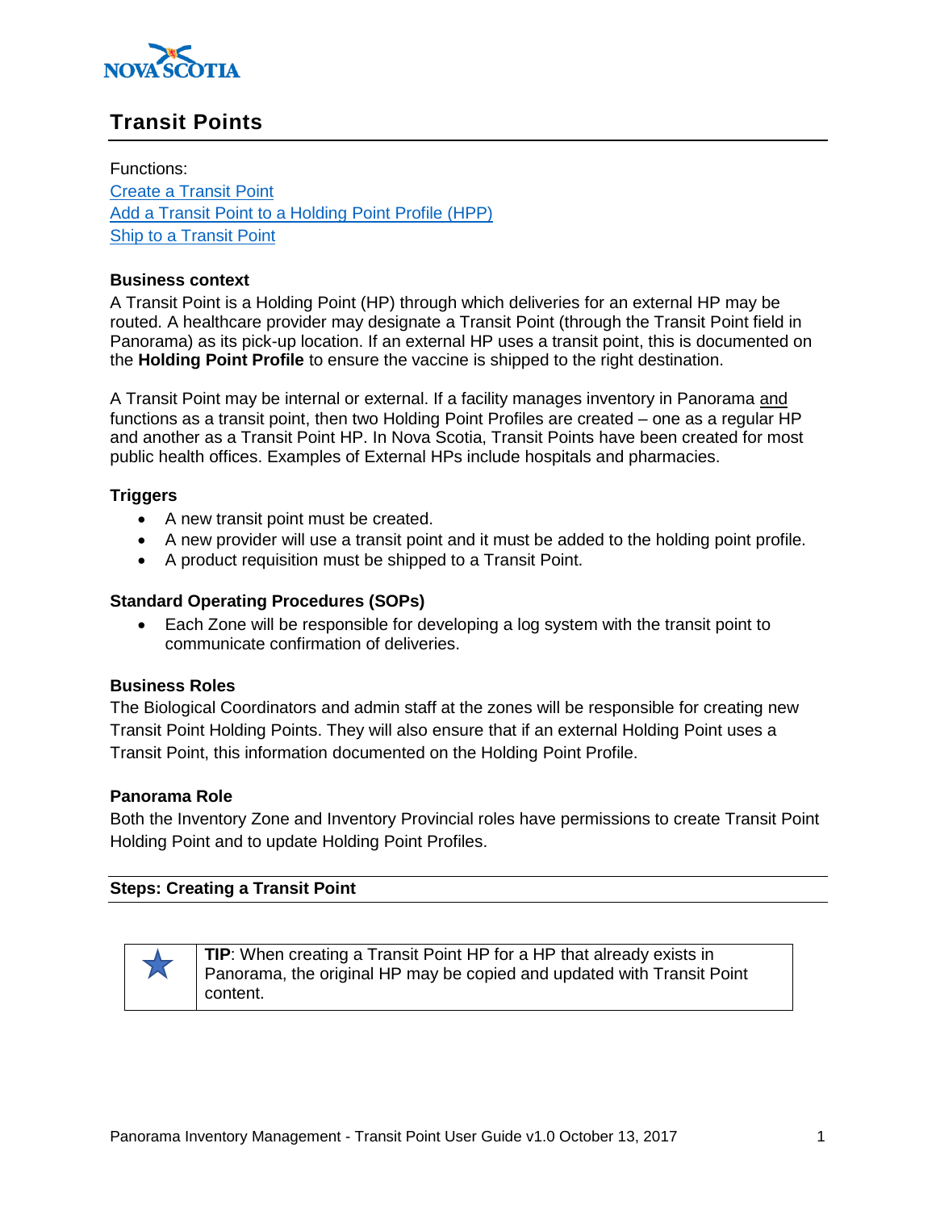# Transit Points

Functions:
[Create a Transit Point]
[Add a Transit Point to a Holding Point Profile (HPP)]
[Ship to a Transit Point]

### Business context

A Transit Point is a Holding Point (HP) through which deliveries for an external HP may be routed. A healthcare provider may designate a Transit Point (through the Transit Point field in Panorama) as its pick-up location. If an external HP uses a transit point, this is documented on the **Holding Point Profile** to ensure the vaccine is shipped to the right destination.

A Transit Point may be internal or external. If a facility manages inventory in Panorama and functions as a transit point, then two Holding Point Profiles are created – one as a regular HP and another as a Transit Point HP. In Nova Scotia, Transit Points have been created for most public health offices. Examples of External HPs include hospitals and pharmacies.

### Triggers

- A new transit point must be created.
- A new provider will use a transit point and it must be added to the holding point profile.
- A product requisition must be shipped to a Transit Point.

### Standard Operating Procedures (SOPs)

- Each Zone will be responsible for developing a log system with the transit point to communicate confirmation of deliveries.

### Business Roles

The Biological Coordinators and admin staff at the zones will be responsible for creating new Transit Point Holding Points. They will also ensure that if an external Holding Point uses a Transit Point, this information documented on the Holding Point Profile.

### Panorama Role

Both the Inventory Zone and Inventory Provincial roles have permissions to create Transit Point Holding Point and to update Holding Point Profiles.

### Steps: Creating a Transit Point

| | |
|---|---|
| ★ | **TIP**: When creating a Transit Point HP for a HP that already exists in Panorama, the original HP may be copied and updated with Transit Point content. |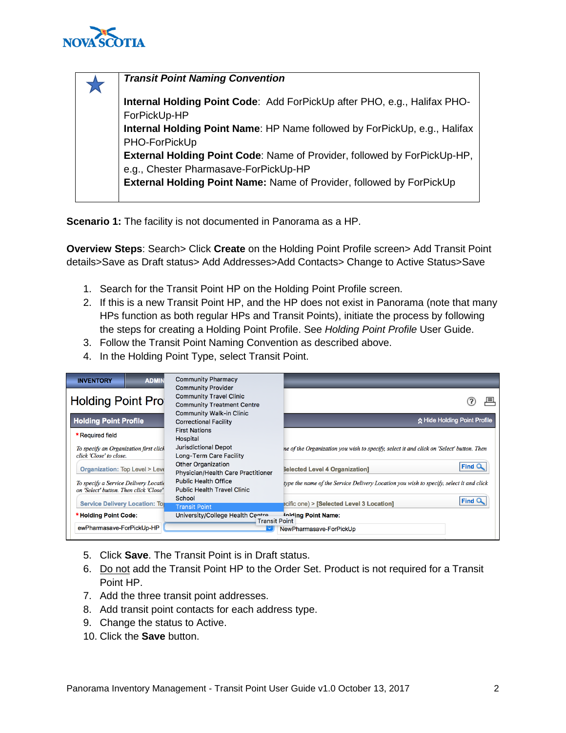| ★ | ***Transit Point Naming Convention*** <br><br> **Internal Holding Point Code**: Add ForPickUp after PHO, e.g., Halifax PHO-ForPickUp-HP <br> **Internal Holding Point Name**: HP Name followed by ForPickUp, e.g., Halifax PHO-ForPickUp <br> **External Holding Point Code**: Name of Provider, followed by ForPickUp-HP, e.g., Chester Pharmasave-ForPickUp-HP <br> **External Holding Point Name:** Name of Provider, followed by ForPickUp |
|---|---|

**Scenario 1:** The facility is not documented in Panorama as a HP.

**Overview Steps**: Search> Click **Create** on the Holding Point Profile screen> Add Transit Point details>Save as Draft status> Add Addresses>Add Contacts> Change to Active Status>Save

1. Search for the Transit Point HP on the Holding Point Profile screen.
2. If this is a new Transit Point HP, and the HP does not exist in Panorama (note that many HPs function as both regular HPs and Transit Points), initiate the process by following the steps for creating a Holding Point Profile. See *Holding Point Profile* User Guide.
3. Follow the Transit Point Naming Convention as described above.
4. In the Holding Point Type, select Transit Point.

5. Click **Save**. The Transit Point is in Draft status.
6. Do not add the Transit Point HP to the Order Set. Product is not required for a Transit Point HP.
7. Add the three transit point addresses.
8. Add transit point contacts for each address type.
9. Change the status to Active.
10. Click the **Save** button.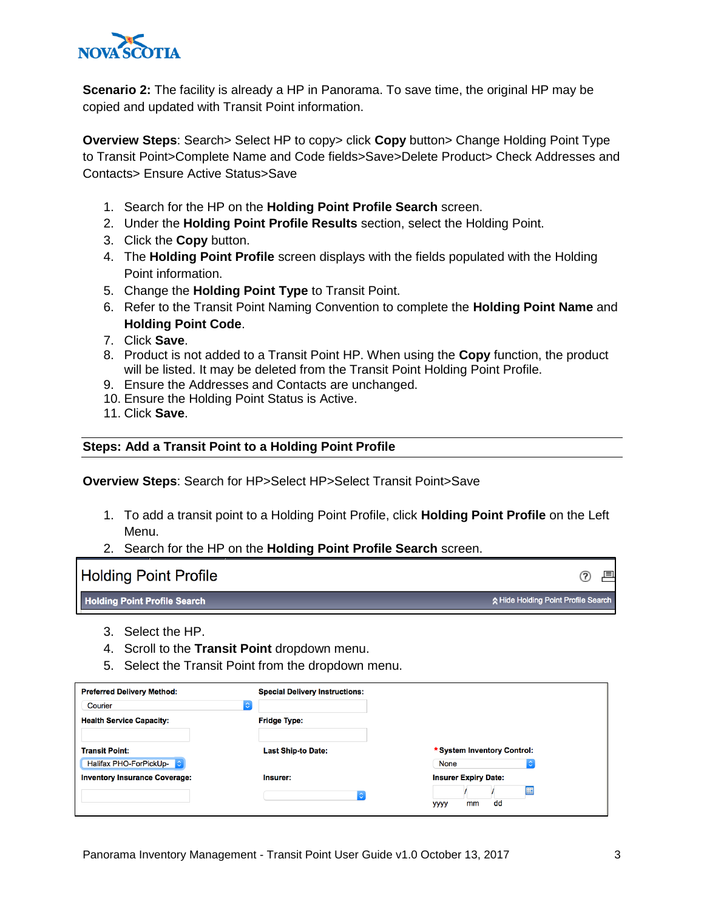**Scenario 2:** The facility is already a HP in Panorama. To save time, the original HP may be copied and updated with Transit Point information.

**Overview Steps**: Search> Select HP to copy> click **Copy** button> Change Holding Point Type to Transit Point>Complete Name and Code fields>Save>Delete Product> Check Addresses and Contacts> Ensure Active Status>Save

1. Search for the HP on the **Holding Point Profile Search** screen.
2. Under the **Holding Point Profile Results** section, select the Holding Point.
3. Click the **Copy** button.
4. The **Holding Point Profile** screen displays with the fields populated with the Holding Point information.
5. Change the **Holding Point Type** to Transit Point.
6. Refer to the Transit Point Naming Convention to complete the **Holding Point Name** and **Holding Point Code**.
7. Click **Save**.
8. Product is not added to a Transit Point HP. When using the **Copy** function, the product will be listed. It may be deleted from the Transit Point Holding Point Profile.
9. Ensure the Addresses and Contacts are unchanged.
10. Ensure the Holding Point Status is Active.
11. Click **Save**.

## Steps: Add a Transit Point to a Holding Point Profile

**Overview Steps**: Search for HP>Select HP>Select Transit Point>Save

1. To add a transit point to a Holding Point Profile, click **Holding Point Profile** on the Left Menu.
2. Search for the HP on the **Holding Point Profile Search** screen.

Holding Point Profile

Holding Point Profile Search | Hide Holding Point Profile Search

3. Select the HP.
4. Scroll to the **Transit Point** dropdown menu.
5. Select the Transit Point from the dropdown menu.

| Preferred Delivery Method: | Special Delivery Instructions: | |
|---|---|---|
| Courier | | |
| Health Service Capacity: | Fridge Type: | |
| Transit Point: | Last Ship-to Date: | * System Inventory Control: |
| Halifax PHO-ForPickUp- | | None |
| Inventory Insurance Coverage: | Insurer: | Insurer Expiry Date: |
| | | yyyy / mm / dd |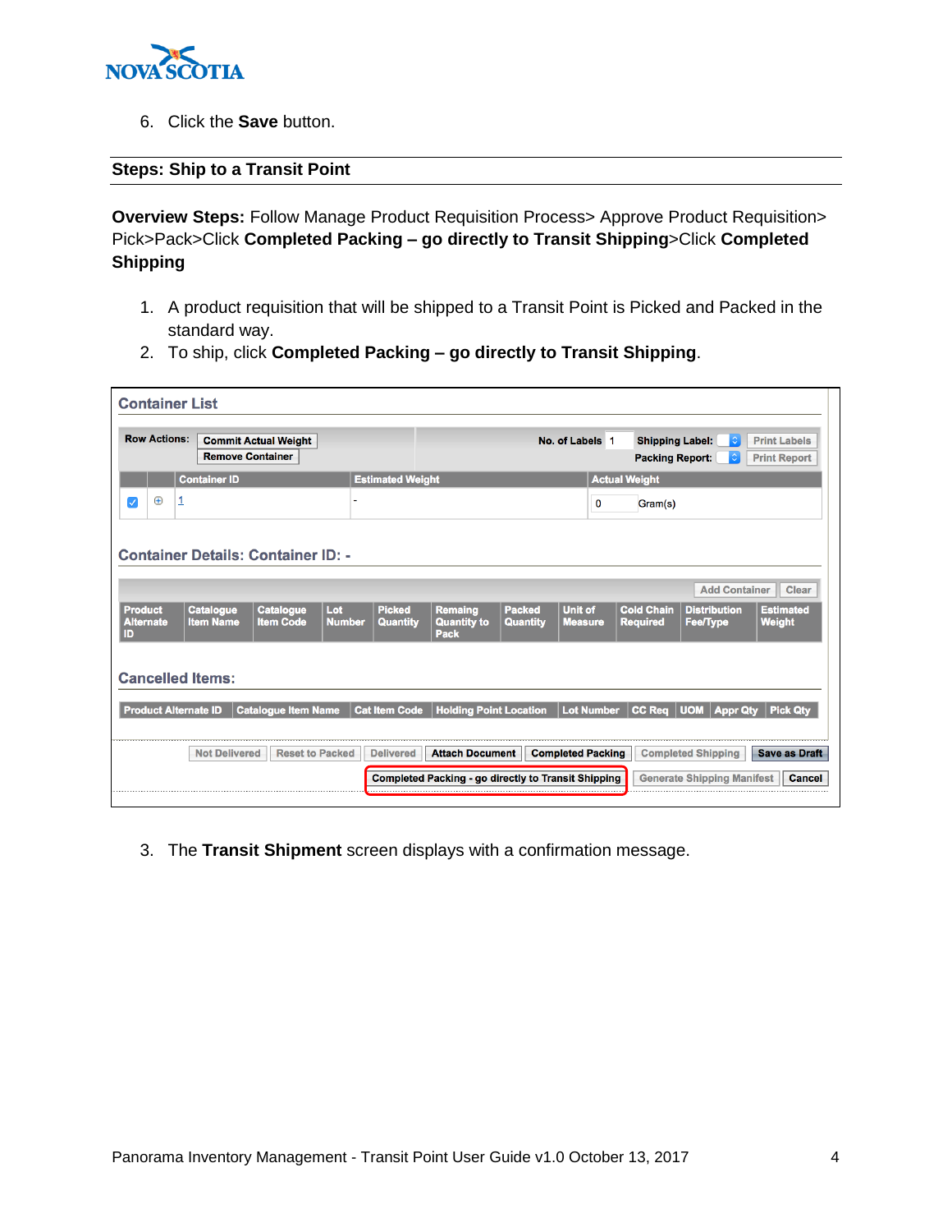6. Click the **Save** button.

## Steps: Ship to a Transit Point

**Overview Steps:** Follow Manage Product Requisition Process> Approve Product Requisition> Pick>Pack>Click **Completed Packing – go directly to Transit Shipping**>Click **Completed Shipping**

1. A product requisition that will be shipped to a Transit Point is Picked and Packed in the standard way.
2. To ship, click **Completed Packing – go directly to Transit Shipping**.

3. The **Transit Shipment** screen displays with a confirmation message.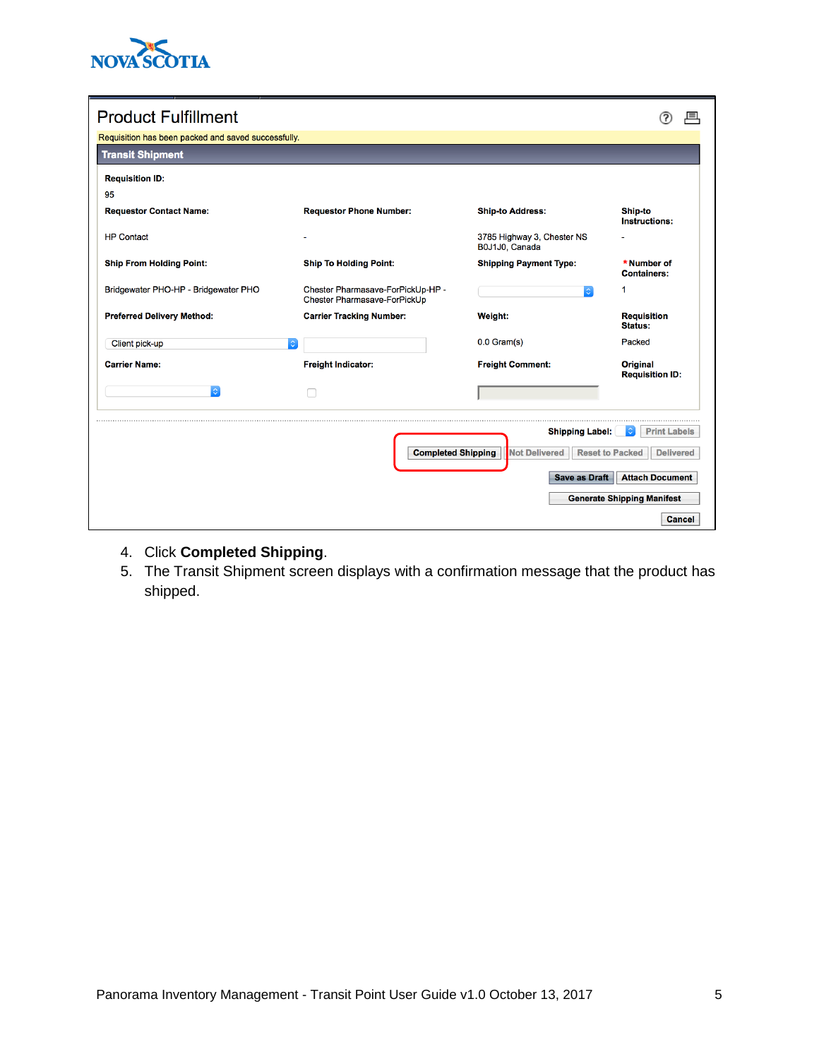**Product Fulfillment**

Requisition has been packed and saved successfully.

**Transit Shipment**

| Field | Value |
|---|---|
| Requisition ID: | 95 |
| Requestor Contact Name: | HP Contact |
| Requestor Phone Number: | - |
| Ship-to Address: | 3785 Highway 3, Chester NS B0J1J0, Canada |
| Ship-to Instructions: | - |
| Ship From Holding Point: | Bridgewater PHO-HP - Bridgewater PHO |
| Ship To Holding Point: | Chester Pharmasave-ForPickUp-HP - Chester Pharmasave-ForPickUp |
| Shipping Payment Type: | |
| * Number of Containers: | 1 |
| Preferred Delivery Method: | Client pick-up |
| Carrier Tracking Number: | |
| Weight: | 0.0 Gram(s) |
| Requisition Status: | Packed |
| Carrier Name: | |
| Freight Indicator: | |
| Freight Comment: | |
| Original Requisition ID: | |

Shipping Label: | Print Labels

Completed Shipping | Not Delivered | Reset to Packed | Delivered

Save as Draft | Attach Document

Generate Shipping Manifest

Cancel

4. Click **Completed Shipping**.
5. The Transit Shipment screen displays with a confirmation message that the product has shipped.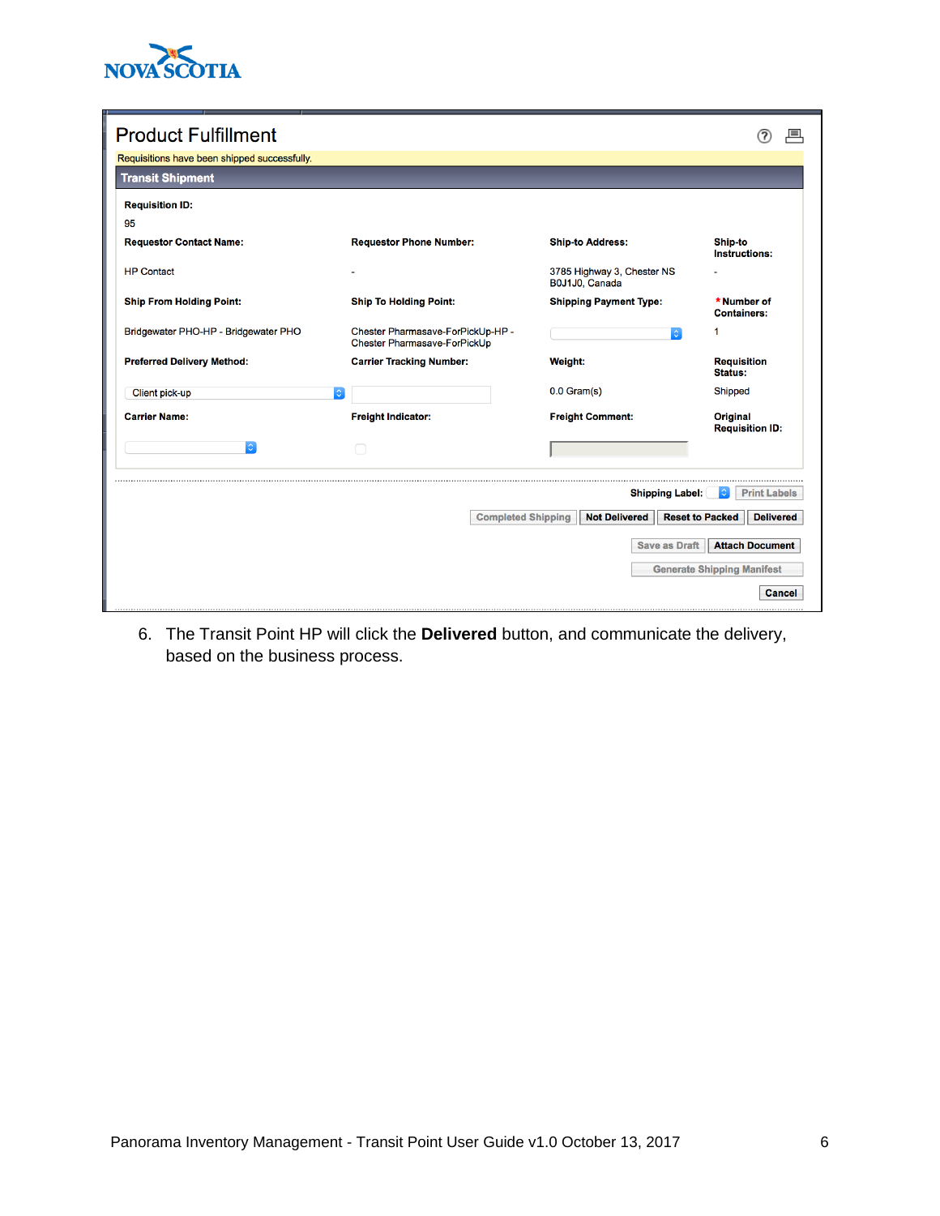Product Fulfillment

Requisitions have been shipped successfully.

**Transit Shipment**

| | | | |
|---|---|---|---|
| **Requisition ID:** 95 | | | |
| **Requestor Contact Name:** | **Requestor Phone Number:** | **Ship-to Address:** | **Ship-to Instructions:** |
| HP Contact | - | 3785 Highway 3, Chester NS B0J1J0, Canada | - |
| **Ship From Holding Point:** | **Ship To Holding Point:** | **Shipping Payment Type:** | ***Number of Containers:** |
| Bridgewater PHO-HP - Bridgewater PHO | Chester Pharmasave-ForPickUp-HP - Chester Pharmasave-ForPickUp | | 1 |
| **Preferred Delivery Method:** | **Carrier Tracking Number:** | **Weight:** | **Requisition Status:** |
| Client pick-up | | 0.0 Gram(s) | Shipped |
| **Carrier Name:** | **Freight Indicator:** | **Freight Comment:** | **Original Requisition ID:** |

Shipping Label: Print Labels

Completed Shipping | Not Delivered | Reset to Packed | Delivered

Save as Draft | Attach Document

Generate Shipping Manifest

Cancel

6. The Transit Point HP will click the **Delivered** button, and communicate the delivery, based on the business process.